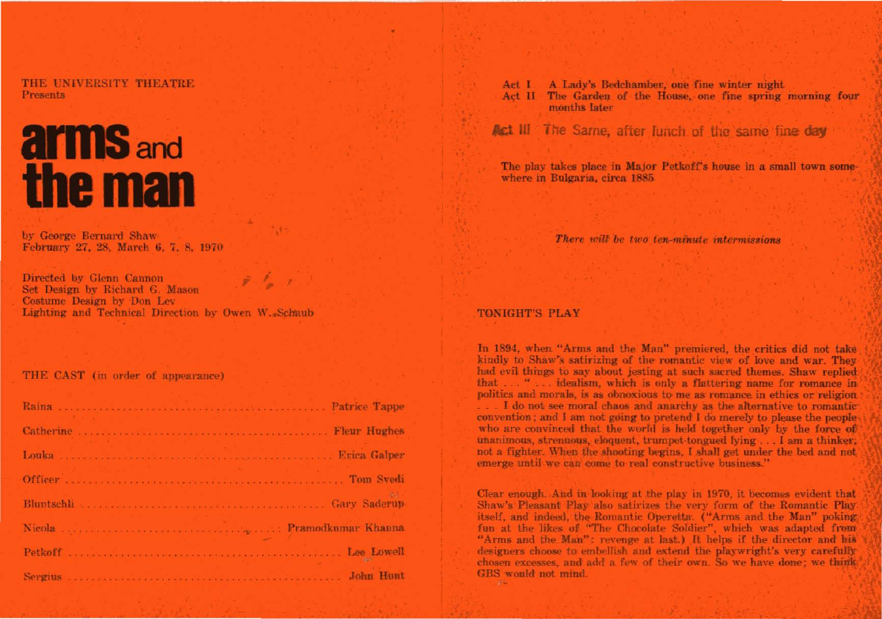THE UNIVERSITY THEATRE
Presents

# arms and the man

by George Bernard Shaw
February 27, 28, March 6, 7, 8, 1970

Directed by Glenn Cannon
Set Design by Richard G. Mason
Costume Design by Don Lev
Lighting and Technical Direction by Owen W. Schaub

## THE CAST (in order of appearance)

| | |
|---|---|
| Raina | Patrice Tappe |
| Catherine | Fleur Hughes |
| Louka | Erica Galper |
| Officer | Tom Svedi |
| Bluntschli | Gary Saderup |
| Nicola | Pramodkumar Khanna |
| Petkoff | Lee Lowell |
| Sergius | John Hunt |

Act I A Lady's Bedchamber, one fine winter night
Act II The Garden of the House, one fine spring morning four months later
Act III The Same, after lunch of the same fine day

The play takes place in Major Petkoff's house in a small town somewhere in Bulgaria, circa 1885

*There will be two ten-minute intermissions*

## TONIGHT'S PLAY

In 1894, when "Arms and the Man" premiered, the critics did not take kindly to Shaw's satirizing of the romantic view of love and war. They had evil things to say about jesting at such sacred themes. Shaw replied that . . . " . . . idealism, which is only a flattering name for romance in politics and morals, is as obnoxious to me as romance in ethics or religion . . . I do not see moral chaos and anarchy as the alternative to romantic convention; and I am not going to pretend I do merely to please the people who are convinced that the world is held together only by the force of unanimous, strenuous, eloquent, trumpet-tongued lying . . . I am a thinker, not a fighter. When the shooting begins, I shall get under the bed and not emerge until we can come to real constructive business."

Clear enough. And in looking at the play in 1970, it becomes evident that Shaw's Pleasant Play also satirizes the very form of the Romantic Play itself, and indeed, the Romantic Operetta. ("Arms and the Man" poking fun at the likes of "The Chocolate Soldier", which was adapted from "Arms and the Man": revenge at last.) It helps if the director and his designers choose to embellish and extend the playwright's very carefully chosen excesses, and add a few of their own. So we have done; we think GBS would not mind.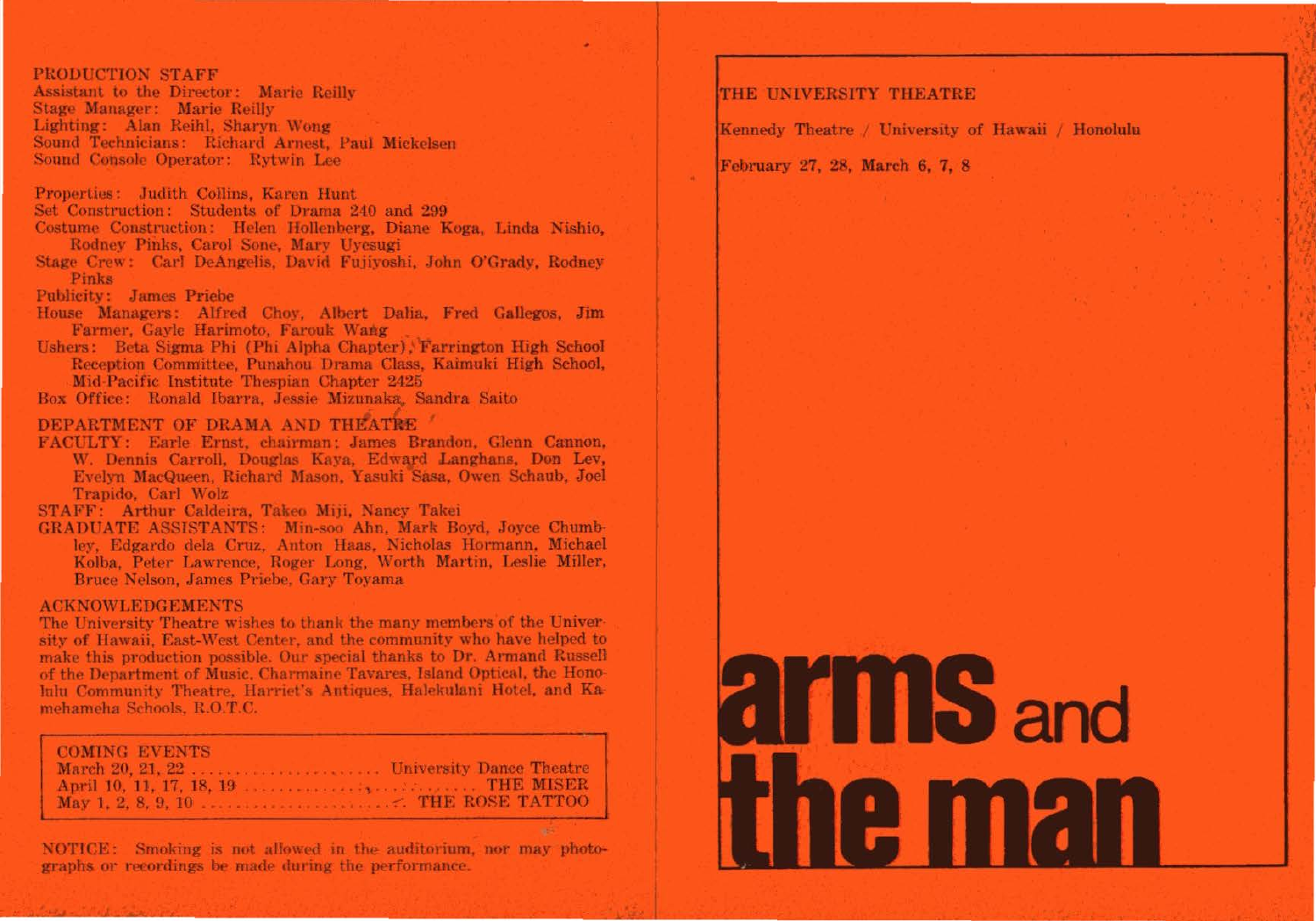## PRODUCTION STAFF

Assistant to the Director: Marie Reilly
Stage Manager: Marie Reilly
Lighting: Alan Reihl, Sharyn Wong
Sound Technicians: Richard Arnest, Paul Mickelsen
Sound Console Operator: Rytwin Lee

Properties: Judith Collins, Karen Hunt
Set Construction: Students of Drama 240 and 299
Costume Construction: Helen Hollenberg, Diane Koga, Linda Nishio, Rodney Pinks, Carol Sone, Mary Uyesugi
Stage Crew: Carl DeAngelis, David Fujiyoshi, John O'Grady, Rodney Pinks
Publicity: James Priebe
House Managers: Alfred Choy, Albert Dalia, Fred Gallegos, Jim Farmer, Gayle Harimoto, Farouk Wang
Ushers: Beta Sigma Phi (Phi Alpha Chapter), Farrington High School Reception Committee, Punahou Drama Class, Kaimuki High School, Mid-Pacific Institute Thespian Chapter 2425
Box Office: Ronald Ibarra, Jessie Mizunaka, Sandra Saito

## DEPARTMENT OF DRAMA AND THEATRE

FACULTY: Earle Ernst, chairman; James Brandon, Glenn Cannon, W. Dennis Carroll, Douglas Kaya, Edward Langhans, Don Lev, Evelyn MacQueen, Richard Mason, Yasuki Sasa, Owen Schaub, Joel Trapido, Carl Wolz
STAFF: Arthur Caldeira, Takeo Miji, Nancy Takei
GRADUATE ASSISTANTS: Min-soo Ahn, Mark Boyd, Joyce Chumbley, Edgardo dela Cruz, Anton Haas, Nicholas Hormann, Michael Kolba, Peter Lawrence, Roger Long, Worth Martin, Leslie Miller, Bruce Nelson, James Priebe, Gary Toyama

## ACKNOWLEDGEMENTS

The University Theatre wishes to thank the many members of the University of Hawaii, East-West Center, and the community who have helped to make this production possible. Our special thanks to Dr. Armand Russell of the Department of Music, Charmaine Tavares, Island Optical, the Honolulu Community Theatre, Harriet's Antiques, Halekulani Hotel, and Kamehameha Schools, R.O.T.C.

## COMING EVENTS

March 20, 21, 22 .......................... University Dance Theatre
April 10, 11, 17, 18, 19 .......................... THE MISER
May 1, 2, 8, 9, 10 .......................... THE ROSE TATTOO

NOTICE: Smoking is not allowed in the auditorium, nor may photographs or recordings be made during the performance.

THE UNIVERSITY THEATRE

Kennedy Theatre / University of Hawaii / Honolulu

February 27, 28, March 6, 7, 8

# arms and the man